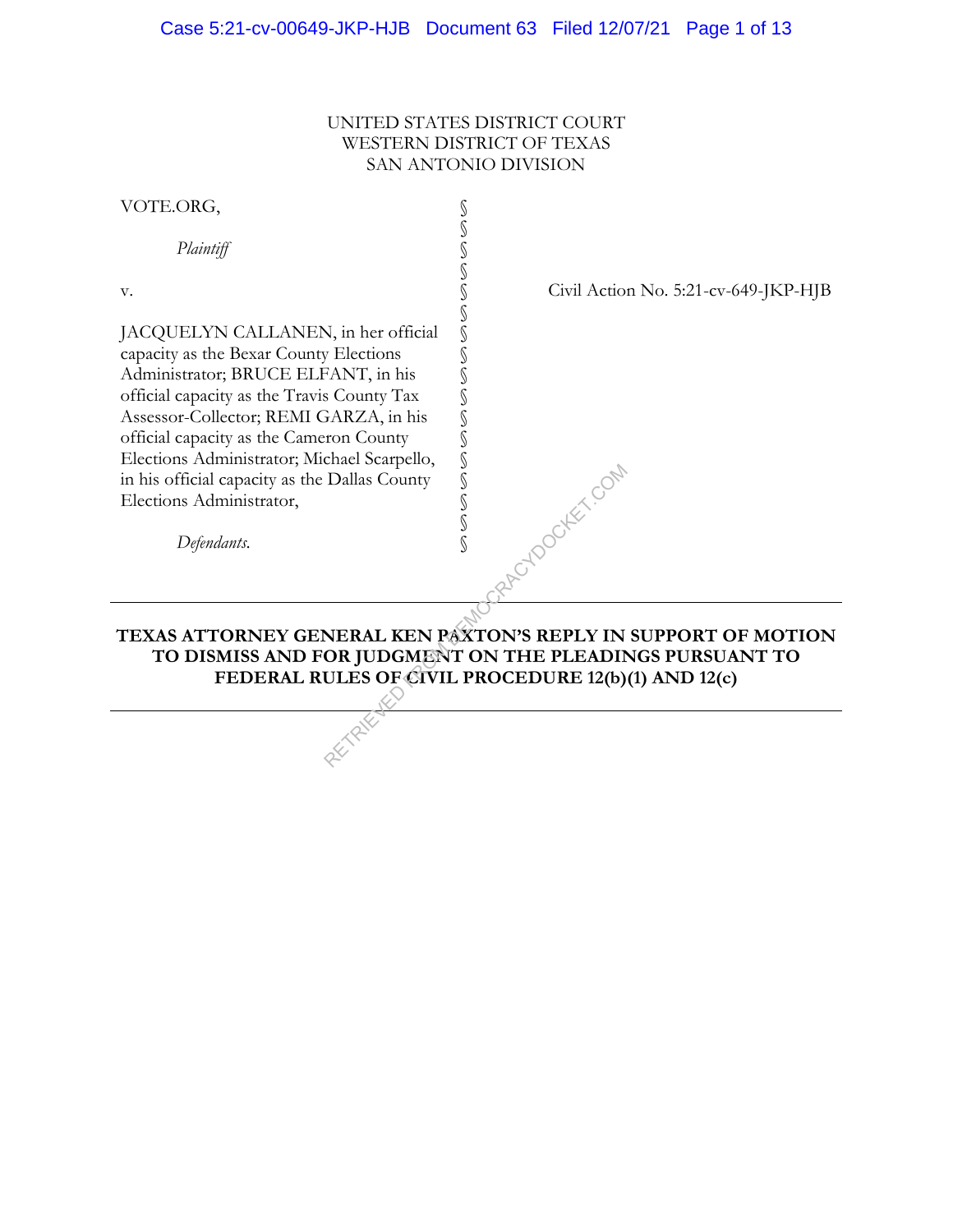UNITED STATES DISTRICT COURT
WESTERN DISTRICT OF TEXAS
SAN ANTONIO DIVISION

| | | |
|---|---|---|
| VOTE.ORG,<br><br>*Plaintiff*<br><br>v.<br><br>JACQUELYN CALLANEN, in her official capacity as the Bexar County Elections Administrator; BRUCE ELFANT, in his official capacity as the Travis County Tax Assessor-Collector; REMI GARZA, in his official capacity as the Cameron County Elections Administrator; Michael Scarpello, in his official capacity as the Dallas County Elections Administrator,<br><br>*Defendants.* | §<br>§<br>§<br>§<br>§<br>§<br>§<br>§<br>§<br>§<br>§<br>§<br>§<br>§<br>§<br>§<br>§ | Civil Action No. 5:21-cv-649-JKP-HJB |

---

**TEXAS ATTORNEY GENERAL KEN PAXTON'S REPLY IN SUPPORT OF MOTION TO DISMISS AND FOR JUDGMENT ON THE PLEADINGS PURSUANT TO FEDERAL RULES OF CIVIL PROCEDURE 12(b)(1) AND 12(c)**

---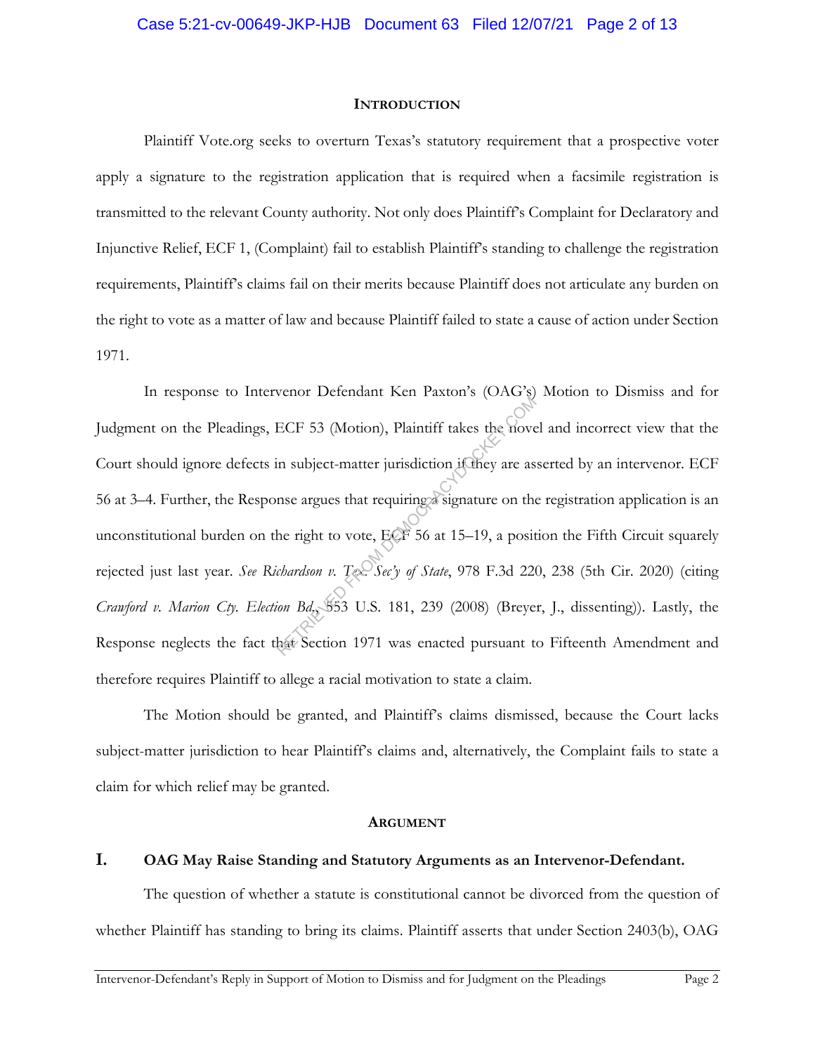**INTRODUCTION**

Plaintiff Vote.org seeks to overturn Texas's statutory requirement that a prospective voter apply a signature to the registration application that is required when a facsimile registration is transmitted to the relevant County authority. Not only does Plaintiff's Complaint for Declaratory and Injunctive Relief, ECF 1, (Complaint) fail to establish Plaintiff's standing to challenge the registration requirements, Plaintiff's claims fail on their merits because Plaintiff does not articulate any burden on the right to vote as a matter of law and because Plaintiff failed to state a cause of action under Section 1971.

In response to Intervenor Defendant Ken Paxton's (OAG's) Motion to Dismiss and for Judgment on the Pleadings, ECF 53 (Motion), Plaintiff takes the novel and incorrect view that the Court should ignore defects in subject-matter jurisdiction if they are asserted by an intervenor. ECF 56 at 3–4. Further, the Response argues that requiring a signature on the registration application is an unconstitutional burden on the right to vote, ECF 56 at 15–19, a position the Fifth Circuit squarely rejected just last year. *See Richardson v. Tex. Sec'y of State*, 978 F.3d 220, 238 (5th Cir. 2020) (citing *Crawford v. Marion Cty. Election Bd.*, 553 U.S. 181, 239 (2008) (Breyer, J., dissenting)). Lastly, the Response neglects the fact that Section 1971 was enacted pursuant to Fifteenth Amendment and therefore requires Plaintiff to allege a racial motivation to state a claim.

The Motion should be granted, and Plaintiff's claims dismissed, because the Court lacks subject-matter jurisdiction to hear Plaintiff's claims and, alternatively, the Complaint fails to state a claim for which relief may be granted.

**ARGUMENT**

## I. OAG May Raise Standing and Statutory Arguments as an Intervenor-Defendant.

The question of whether a statute is constitutional cannot be divorced from the question of whether Plaintiff has standing to bring its claims. Plaintiff asserts that under Section 2403(b), OAG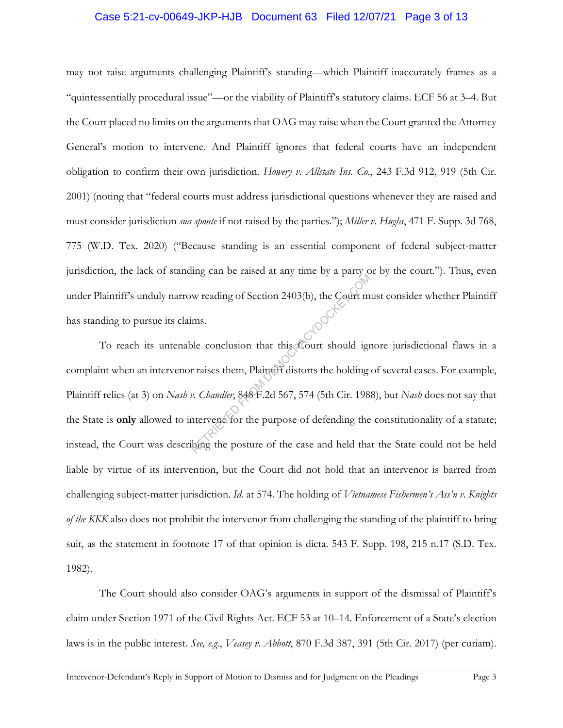may not raise arguments challenging Plaintiff's standing—which Plaintiff inaccurately frames as a "quintessentially procedural issue"—or the viability of Plaintiff's statutory claims. ECF 56 at 3–4. But the Court placed no limits on the arguments that OAG may raise when the Court granted the Attorney General's motion to intervene. And Plaintiff ignores that federal courts have an independent obligation to confirm their own jurisdiction. *Howery v. Allstate Ins. Co.*, 243 F.3d 912, 919 (5th Cir. 2001) (noting that "federal courts must address jurisdictional questions whenever they are raised and must consider jurisdiction *sua sponte* if not raised by the parties."); *Miller v. Hughs*, 471 F. Supp. 3d 768, 775 (W.D. Tex. 2020) ("Because standing is an essential component of federal subject-matter jurisdiction, the lack of standing can be raised at any time by a party or by the court."). Thus, even under Plaintiff's unduly narrow reading of Section 2403(b), the Court must consider whether Plaintiff has standing to pursue its claims.

To reach its untenable conclusion that this Court should ignore jurisdictional flaws in a complaint when an intervenor raises them, Plaintiff distorts the holding of several cases. For example, Plaintiff relies (at 3) on *Nash v. Chandler*, 848 F.2d 567, 574 (5th Cir. 1988), but *Nash* does not say that the State is **only** allowed to intervene for the purpose of defending the constitutionality of a statute; instead, the Court was describing the posture of the case and held that the State could not be held liable by virtue of its intervention, but the Court did not hold that an intervenor is barred from challenging subject-matter jurisdiction. *Id.* at 574. The holding of *Vietnamese Fishermen's Ass'n v. Knights of the KKK* also does not prohibit the intervenor from challenging the standing of the plaintiff to bring suit, as the statement in footnote 17 of that opinion is dicta. 543 F. Supp. 198, 215 n.17 (S.D. Tex. 1982).

The Court should also consider OAG's arguments in support of the dismissal of Plaintiff's claim under Section 1971 of the Civil Rights Act. ECF 53 at 10–14. Enforcement of a State's election laws is in the public interest. *See, e.g.*, *Veasey v. Abbott*, 870 F.3d 387, 391 (5th Cir. 2017) (per curiam).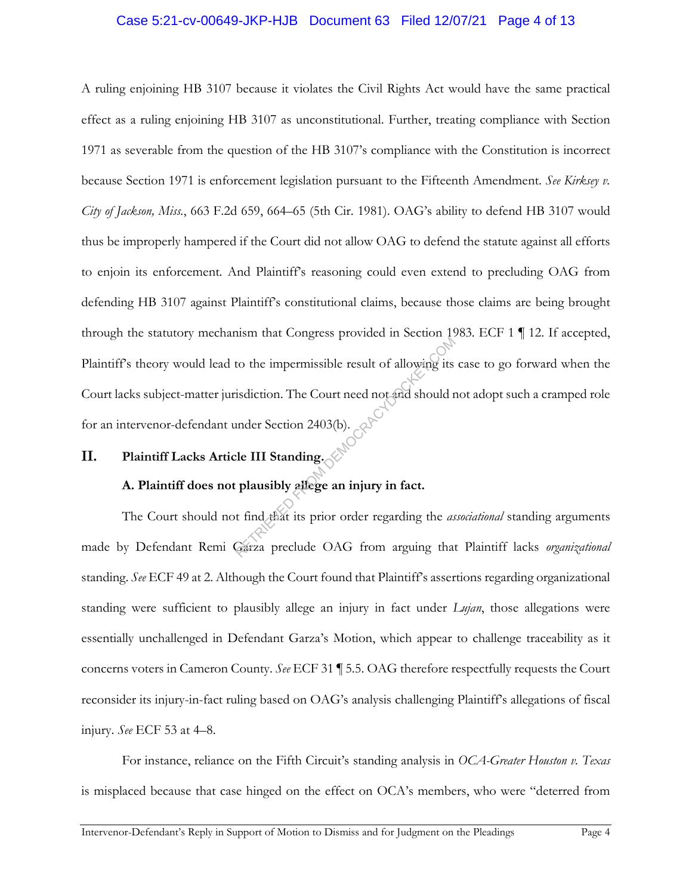A ruling enjoining HB 3107 because it violates the Civil Rights Act would have the same practical effect as a ruling enjoining HB 3107 as unconstitutional. Further, treating compliance with Section 1971 as severable from the question of the HB 3107's compliance with the Constitution is incorrect because Section 1971 is enforcement legislation pursuant to the Fifteenth Amendment. *See Kirksey v. City of Jackson, Miss.*, 663 F.2d 659, 664–65 (5th Cir. 1981). OAG's ability to defend HB 3107 would thus be improperly hampered if the Court did not allow OAG to defend the statute against all efforts to enjoin its enforcement. And Plaintiff's reasoning could even extend to precluding OAG from defending HB 3107 against Plaintiff's constitutional claims, because those claims are being brought through the statutory mechanism that Congress provided in Section 1983. ECF 1 ¶ 12. If accepted, Plaintiff's theory would lead to the impermissible result of allowing its case to go forward when the Court lacks subject-matter jurisdiction. The Court need not and should not adopt such a cramped role for an intervenor-defendant under Section 2403(b).

## II. Plaintiff Lacks Article III Standing.

### A. Plaintiff does not plausibly allege an injury in fact.

The Court should not find that its prior order regarding the *associational* standing arguments made by Defendant Remi Garza preclude OAG from arguing that Plaintiff lacks *organizational* standing. *See* ECF 49 at 2. Although the Court found that Plaintiff's assertions regarding organizational standing were sufficient to plausibly allege an injury in fact under *Lujan*, those allegations were essentially unchallenged in Defendant Garza's Motion, which appear to challenge traceability as it concerns voters in Cameron County. *See* ECF 31 ¶ 5.5. OAG therefore respectfully requests the Court reconsider its injury-in-fact ruling based on OAG's analysis challenging Plaintiff's allegations of fiscal injury. *See* ECF 53 at 4–8.

For instance, reliance on the Fifth Circuit's standing analysis in *OCA-Greater Houston v. Texas* is misplaced because that case hinged on the effect on OCA's members, who were "deterred from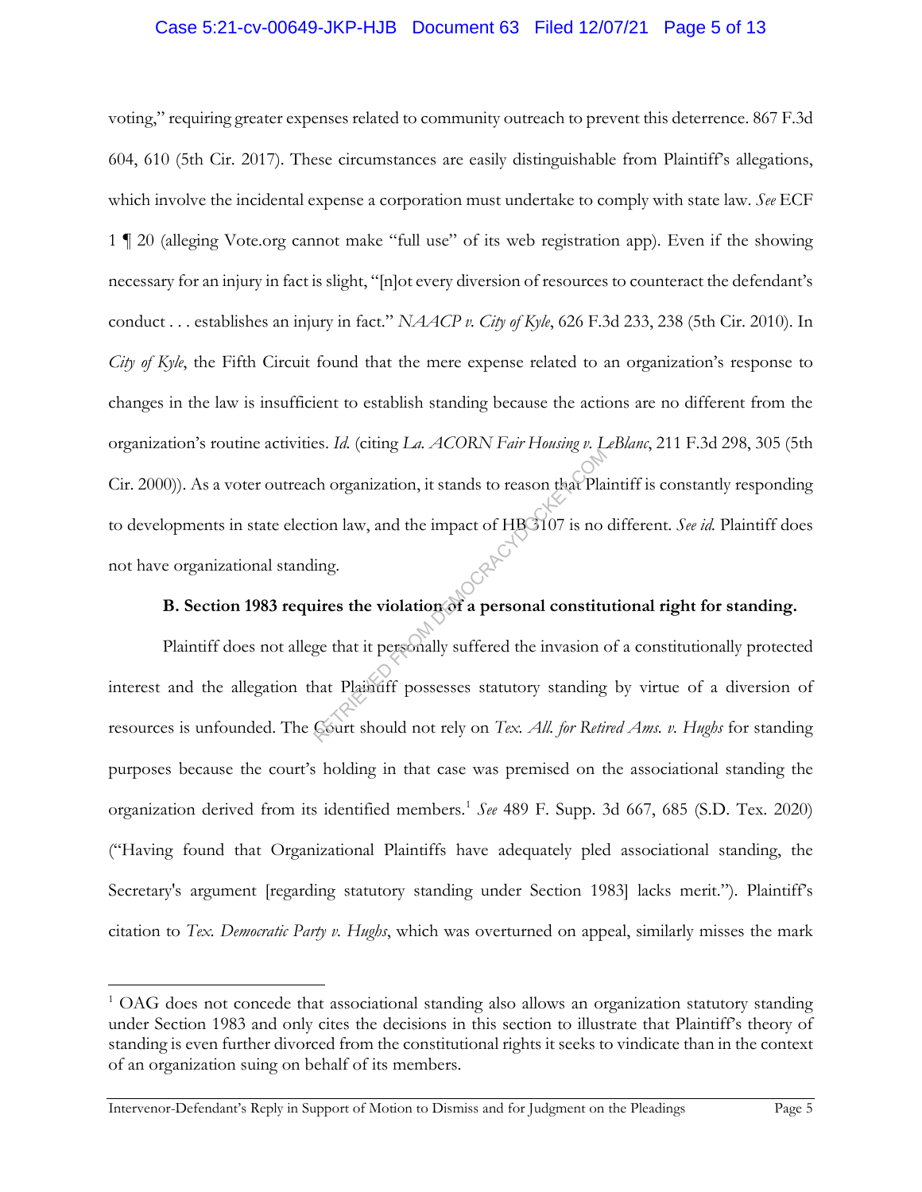voting," requiring greater expenses related to community outreach to prevent this deterrence. 867 F.3d 604, 610 (5th Cir. 2017). These circumstances are easily distinguishable from Plaintiff's allegations, which involve the incidental expense a corporation must undertake to comply with state law. *See* ECF 1 ¶ 20 (alleging Vote.org cannot make "full use" of its web registration app). Even if the showing necessary for an injury in fact is slight, "[n]ot every diversion of resources to counteract the defendant's conduct . . . establishes an injury in fact." *NAACP v. City of Kyle*, 626 F.3d 233, 238 (5th Cir. 2010). In *City of Kyle*, the Fifth Circuit found that the mere expense related to an organization's response to changes in the law is insufficient to establish standing because the actions are no different from the organization's routine activities. *Id.* (citing *La. ACORN Fair Housing v. LeBlanc*, 211 F.3d 298, 305 (5th Cir. 2000)). As a voter outreach organization, it stands to reason that Plaintiff is constantly responding to developments in state election law, and the impact of HB 3107 is no different. *See id.* Plaintiff does not have organizational standing.

**B. Section 1983 requires the violation of a personal constitutional right for standing.**

Plaintiff does not allege that it personally suffered the invasion of a constitutionally protected interest and the allegation that Plaintiff possesses statutory standing by virtue of a diversion of resources is unfounded. The Court should not rely on *Tex. All. for Retired Ams. v. Hughs* for standing purposes because the court's holding in that case was premised on the associational standing the organization derived from its identified members.[1] *See* 489 F. Supp. 3d 667, 685 (S.D. Tex. 2020) ("Having found that Organizational Plaintiffs have adequately pled associational standing, the Secretary's argument [regarding statutory standing under Section 1983] lacks merit."). Plaintiff's citation to *Tex. Democratic Party v. Hughs*, which was overturned on appeal, similarly misses the mark

[1] OAG does not concede that associational standing also allows an organization statutory standing under Section 1983 and only cites the decisions in this section to illustrate that Plaintiff's theory of standing is even further divorced from the constitutional rights it seeks to vindicate than in the context of an organization suing on behalf of its members.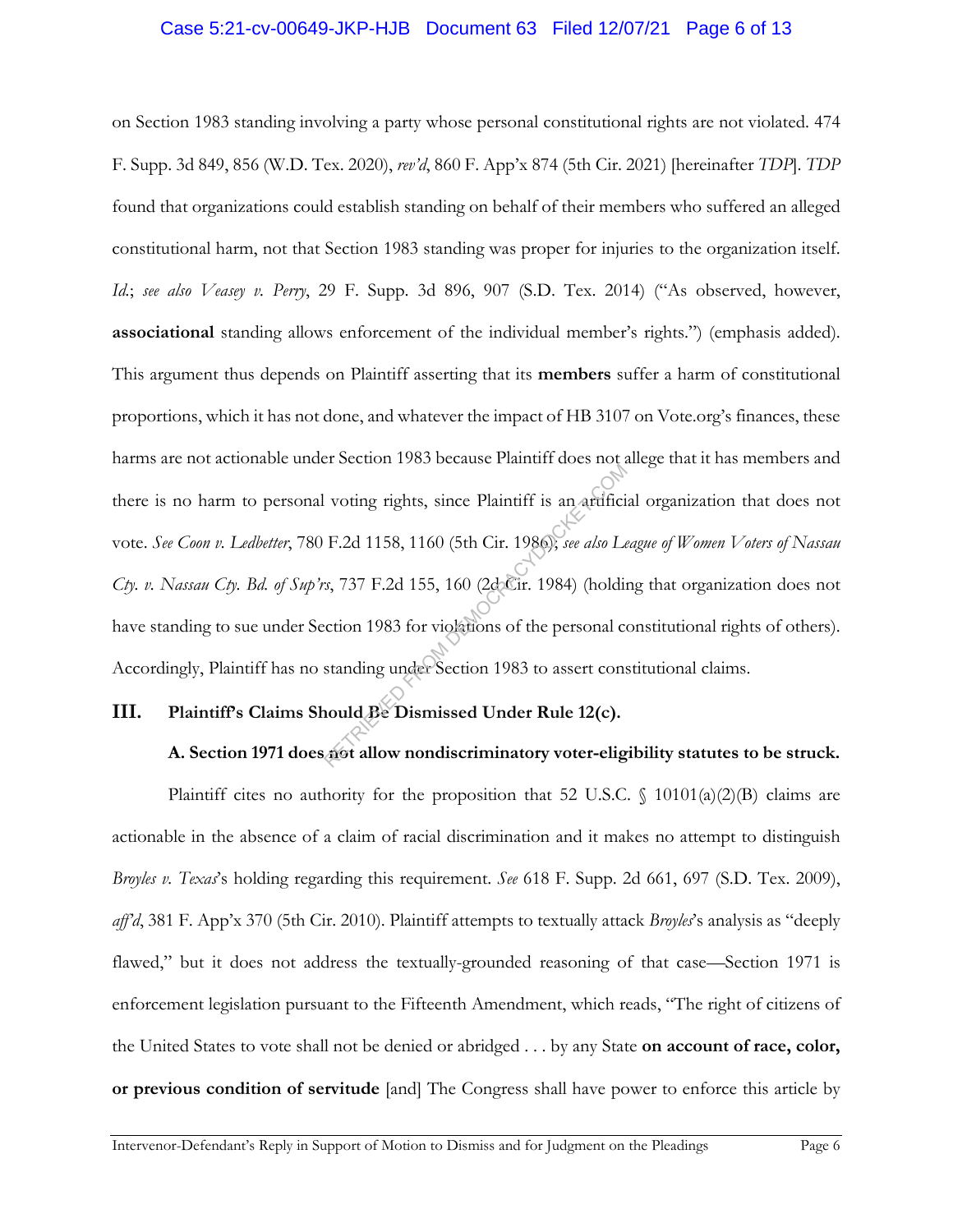on Section 1983 standing involving a party whose personal constitutional rights are not violated. 474 F. Supp. 3d 849, 856 (W.D. Tex. 2020), *rev'd*, 860 F. App'x 874 (5th Cir. 2021) [hereinafter *TDP*]. *TDP* found that organizations could establish standing on behalf of their members who suffered an alleged constitutional harm, not that Section 1983 standing was proper for injuries to the organization itself. *Id.*; *see also Veasey v. Perry*, 29 F. Supp. 3d 896, 907 (S.D. Tex. 2014) ("As observed, however, **associational** standing allows enforcement of the individual member's rights.") (emphasis added). This argument thus depends on Plaintiff asserting that its **members** suffer a harm of constitutional proportions, which it has not done, and whatever the impact of HB 3107 on Vote.org's finances, these harms are not actionable under Section 1983 because Plaintiff does not allege that it has members and there is no harm to personal voting rights, since Plaintiff is an artificial organization that does not vote. *See Coon v. Ledbetter*, 780 F.2d 1158, 1160 (5th Cir. 1986); *see also League of Women Voters of Nassau Cty. v. Nassau Cty. Bd. of Sup'rs*, 737 F.2d 155, 160 (2d Cir. 1984) (holding that organization does not have standing to sue under Section 1983 for violations of the personal constitutional rights of others). Accordingly, Plaintiff has no standing under Section 1983 to assert constitutional claims.

## III. Plaintiff's Claims Should Be Dismissed Under Rule 12(c).

### A. Section 1971 does not allow nondiscriminatory voter-eligibility statutes to be struck.

Plaintiff cites no authority for the proposition that 52 U.S.C. § 10101(a)(2)(B) claims are actionable in the absence of a claim of racial discrimination and it makes no attempt to distinguish *Broyles v. Texas*'s holding regarding this requirement. *See* 618 F. Supp. 2d 661, 697 (S.D. Tex. 2009), *aff'd*, 381 F. App'x 370 (5th Cir. 2010). Plaintiff attempts to textually attack *Broyles*'s analysis as "deeply flawed," but it does not address the textually-grounded reasoning of that case—Section 1971 is enforcement legislation pursuant to the Fifteenth Amendment, which reads, "The right of citizens of the United States to vote shall not be denied or abridged . . . by any State **on account of race, color, or previous condition of servitude** [and] The Congress shall have power to enforce this article by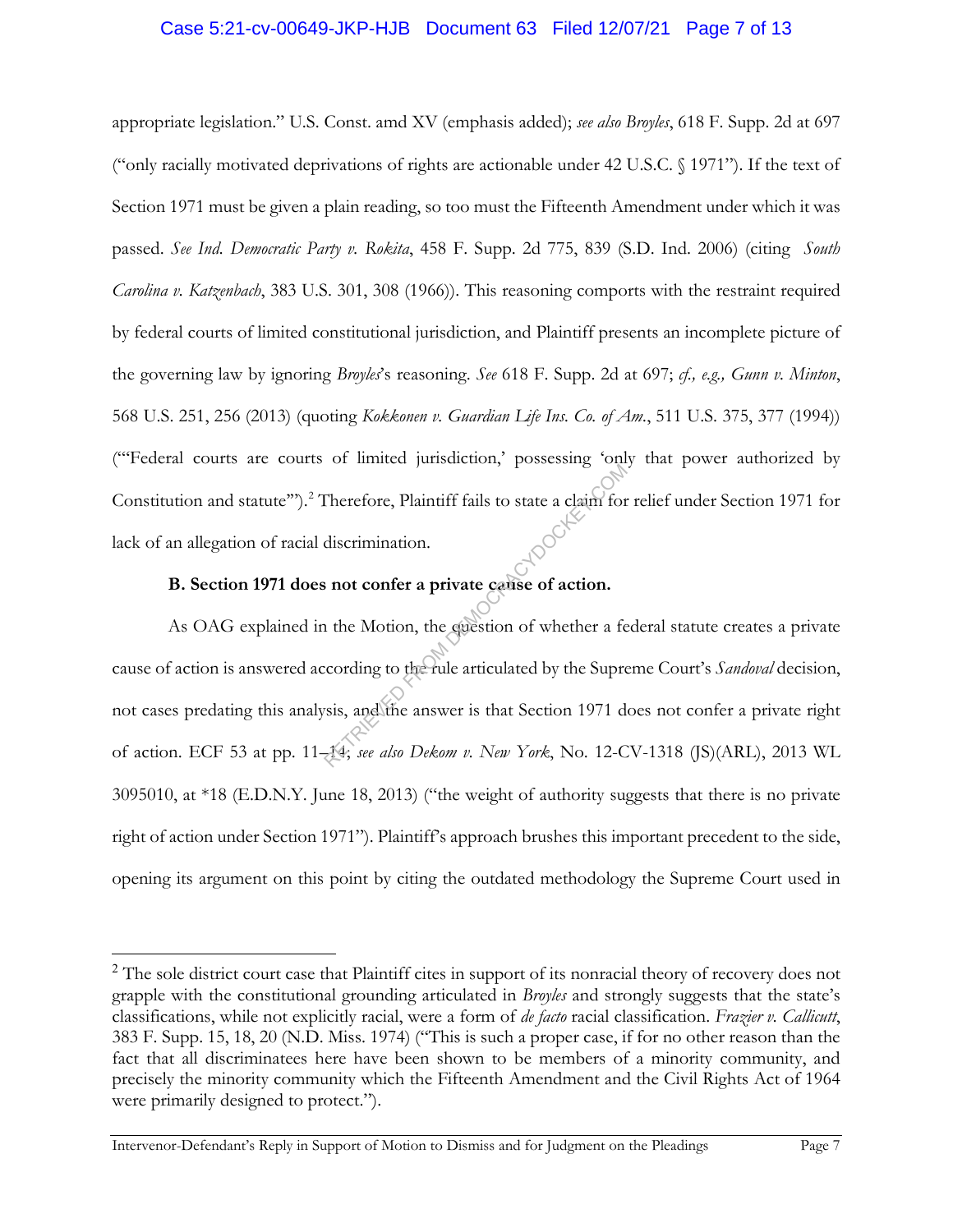appropriate legislation." U.S. Const. amd XV (emphasis added); *see also Broyles*, 618 F. Supp. 2d at 697 ("only racially motivated deprivations of rights are actionable under 42 U.S.C. § 1971"). If the text of Section 1971 must be given a plain reading, so too must the Fifteenth Amendment under which it was passed. *See Ind. Democratic Party v. Rokita*, 458 F. Supp. 2d 775, 839 (S.D. Ind. 2006) (citing *South Carolina v. Katzenbach*, 383 U.S. 301, 308 (1966)). This reasoning comports with the restraint required by federal courts of limited constitutional jurisdiction, and Plaintiff presents an incomplete picture of the governing law by ignoring *Broyles*'s reasoning. *See* 618 F. Supp. 2d at 697; *cf., e.g., Gunn v. Minton*, 568 U.S. 251, 256 (2013) (quoting *Kokkonen v. Guardian Life Ins. Co. of Am.*, 511 U.S. 375, 377 (1994)) ("'Federal courts are courts of limited jurisdiction,' possessing 'only that power authorized by Constitution and statute'").[2] Therefore, Plaintiff fails to state a claim for relief under Section 1971 for lack of an allegation of racial discrimination.

**B. Section 1971 does not confer a private cause of action.**

As OAG explained in the Motion, the question of whether a federal statute creates a private cause of action is answered according to the rule articulated by the Supreme Court's *Sandoval* decision, not cases predating this analysis, and the answer is that Section 1971 does not confer a private right of action. ECF 53 at pp. 11–14; *see also Dekom v. New York*, No. 12-CV-1318 (JS)(ARL), 2013 WL 3095010, at *18 (E.D.N.Y. June 18, 2013) ("the weight of authority suggests that there is no private right of action under Section 1971"). Plaintiff's approach brushes this important precedent to the side, opening its argument on this point by citing the outdated methodology the Supreme Court used in

[2] The sole district court case that Plaintiff cites in support of its nonracial theory of recovery does not grapple with the constitutional grounding articulated in *Broyles* and strongly suggests that the state's classifications, while not explicitly racial, were a form of *de facto* racial classification. *Frazier v. Callicutt*, 383 F. Supp. 15, 18, 20 (N.D. Miss. 1974) ("This is such a proper case, if for no other reason than the fact that all discriminatees here have been shown to be members of a minority community, and precisely the minority community which the Fifteenth Amendment and the Civil Rights Act of 1964 were primarily designed to protect.").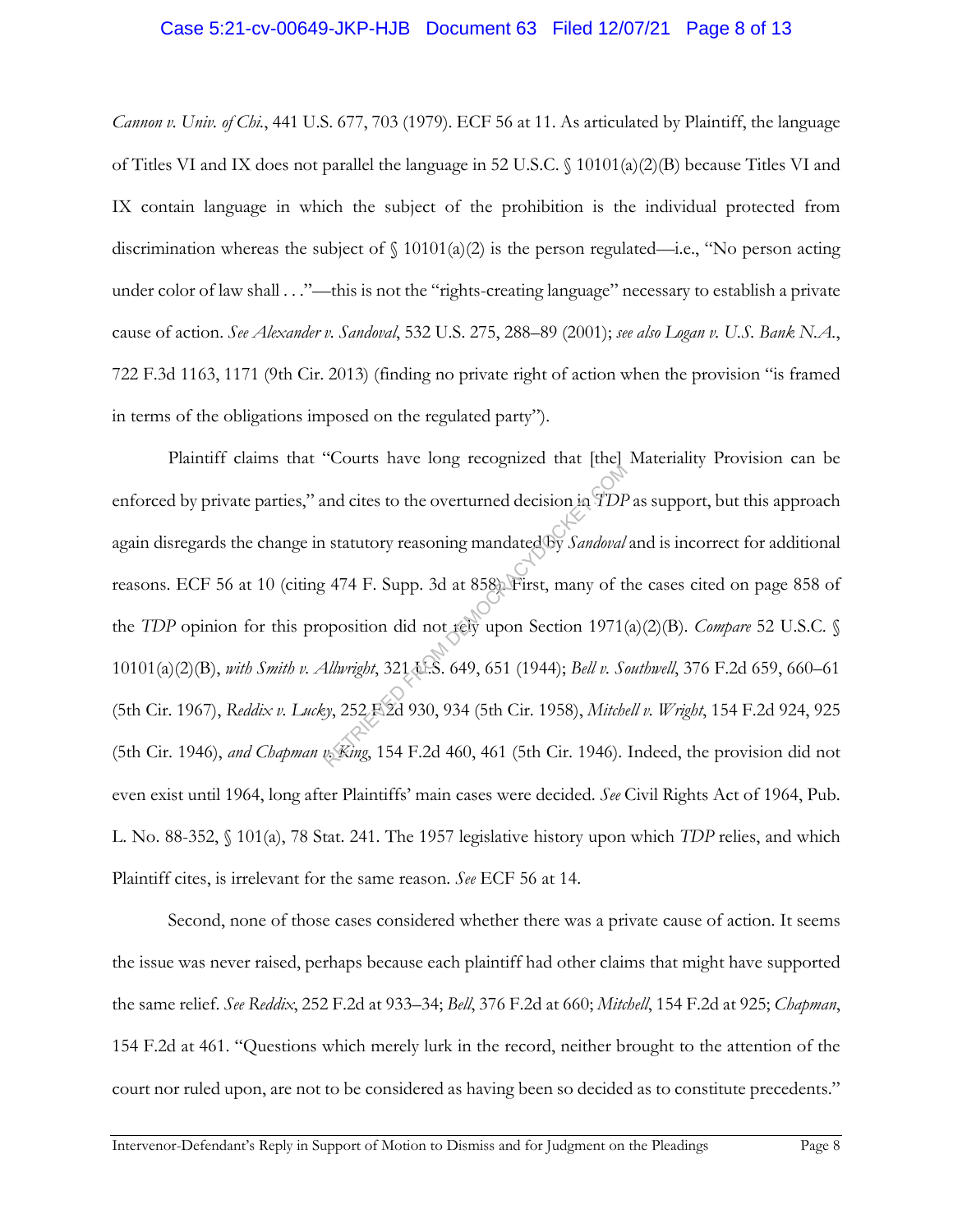*Cannon v. Univ. of Chi.*, 441 U.S. 677, 703 (1979). ECF 56 at 11. As articulated by Plaintiff, the language of Titles VI and IX does not parallel the language in 52 U.S.C. § 10101(a)(2)(B) because Titles VI and IX contain language in which the subject of the prohibition is the individual protected from discrimination whereas the subject of § 10101(a)(2) is the person regulated—i.e., "No person acting under color of law shall . . ."—this is not the "rights-creating language" necessary to establish a private cause of action. *See Alexander v. Sandoval*, 532 U.S. 275, 288–89 (2001); *see also Logan v. U.S. Bank N.A.*, 722 F.3d 1163, 1171 (9th Cir. 2013) (finding no private right of action when the provision "is framed in terms of the obligations imposed on the regulated party").

Plaintiff claims that "Courts have long recognized that [the] Materiality Provision can be enforced by private parties," and cites to the overturned decision in *TDP* as support, but this approach again disregards the change in statutory reasoning mandated by *Sandoval* and is incorrect for additional reasons. ECF 56 at 10 (citing 474 F. Supp. 3d at 858). First, many of the cases cited on page 858 of the *TDP* opinion for this proposition did not rely upon Section 1971(a)(2)(B). *Compare* 52 U.S.C. § 10101(a)(2)(B), *with Smith v. Allwright*, 321 U.S. 649, 651 (1944); *Bell v. Southwell*, 376 F.2d 659, 660–61 (5th Cir. 1967), *Reddix v. Lucky*, 252 F.2d 930, 934 (5th Cir. 1958), *Mitchell v. Wright*, 154 F.2d 924, 925 (5th Cir. 1946), *and Chapman v. King*, 154 F.2d 460, 461 (5th Cir. 1946). Indeed, the provision did not even exist until 1964, long after Plaintiffs' main cases were decided. *See* Civil Rights Act of 1964, Pub. L. No. 88-352, § 101(a), 78 Stat. 241. The 1957 legislative history upon which *TDP* relies, and which Plaintiff cites, is irrelevant for the same reason. *See* ECF 56 at 14.

Second, none of those cases considered whether there was a private cause of action. It seems the issue was never raised, perhaps because each plaintiff had other claims that might have supported the same relief. *See Reddix*, 252 F.2d at 933–34; *Bell*, 376 F.2d at 660; *Mitchell*, 154 F.2d at 925; *Chapman*, 154 F.2d at 461. "Questions which merely lurk in the record, neither brought to the attention of the court nor ruled upon, are not to be considered as having been so decided as to constitute precedents."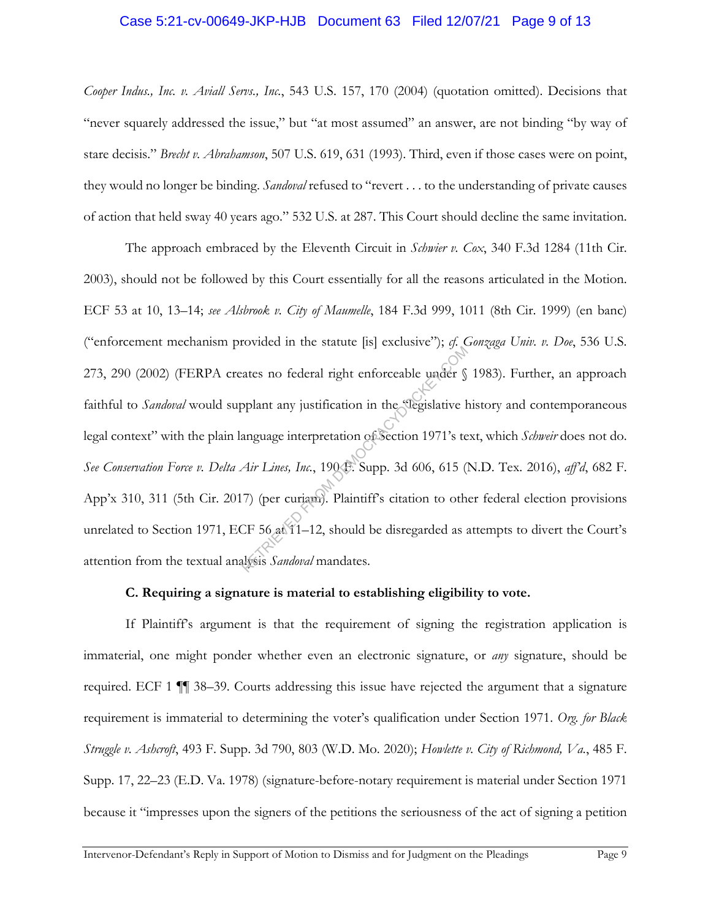*Cooper Indus., Inc. v. Aviall Servs., Inc.*, 543 U.S. 157, 170 (2004) (quotation omitted). Decisions that "never squarely addressed the issue," but "at most assumed" an answer, are not binding "by way of stare decisis." *Brecht v. Abrahamson*, 507 U.S. 619, 631 (1993). Third, even if those cases were on point, they would no longer be binding. *Sandoval* refused to "revert . . . to the understanding of private causes of action that held sway 40 years ago." 532 U.S. at 287. This Court should decline the same invitation.

The approach embraced by the Eleventh Circuit in *Schwier v. Cox*, 340 F.3d 1284 (11th Cir. 2003), should not be followed by this Court essentially for all the reasons articulated in the Motion. ECF 53 at 10, 13–14; *see Alsbrook v. City of Maumelle*, 184 F.3d 999, 1011 (8th Cir. 1999) (en banc) ("enforcement mechanism provided in the statute [is] exclusive"); *cf. Gonzaga Univ. v. Doe*, 536 U.S. 273, 290 (2002) (FERPA creates no federal right enforceable under § 1983). Further, an approach faithful to *Sandoval* would supplant any justification in the "legislative history and contemporaneous legal context" with the plain language interpretation of Section 1971's text, which *Schweir* does not do. *See Conservation Force v. Delta Air Lines, Inc.*, 190 F. Supp. 3d 606, 615 (N.D. Tex. 2016), *aff'd*, 682 F. App'x 310, 311 (5th Cir. 2017) (per curiam). Plaintiff's citation to other federal election provisions unrelated to Section 1971, ECF 56 at 11–12, should be disregarded as attempts to divert the Court's attention from the textual analysis *Sandoval* mandates.

### C. Requiring a signature is material to establishing eligibility to vote.

If Plaintiff's argument is that the requirement of signing the registration application is immaterial, one might ponder whether even an electronic signature, or *any* signature, should be required. ECF 1 ¶¶ 38–39. Courts addressing this issue have rejected the argument that a signature requirement is immaterial to determining the voter's qualification under Section 1971. *Org. for Black Struggle v. Ashcroft*, 493 F. Supp. 3d 790, 803 (W.D. Mo. 2020); *Howlette v. City of Richmond, Va.*, 485 F. Supp. 17, 22–23 (E.D. Va. 1978) (signature-before-notary requirement is material under Section 1971 because it "impresses upon the signers of the petitions the seriousness of the act of signing a petition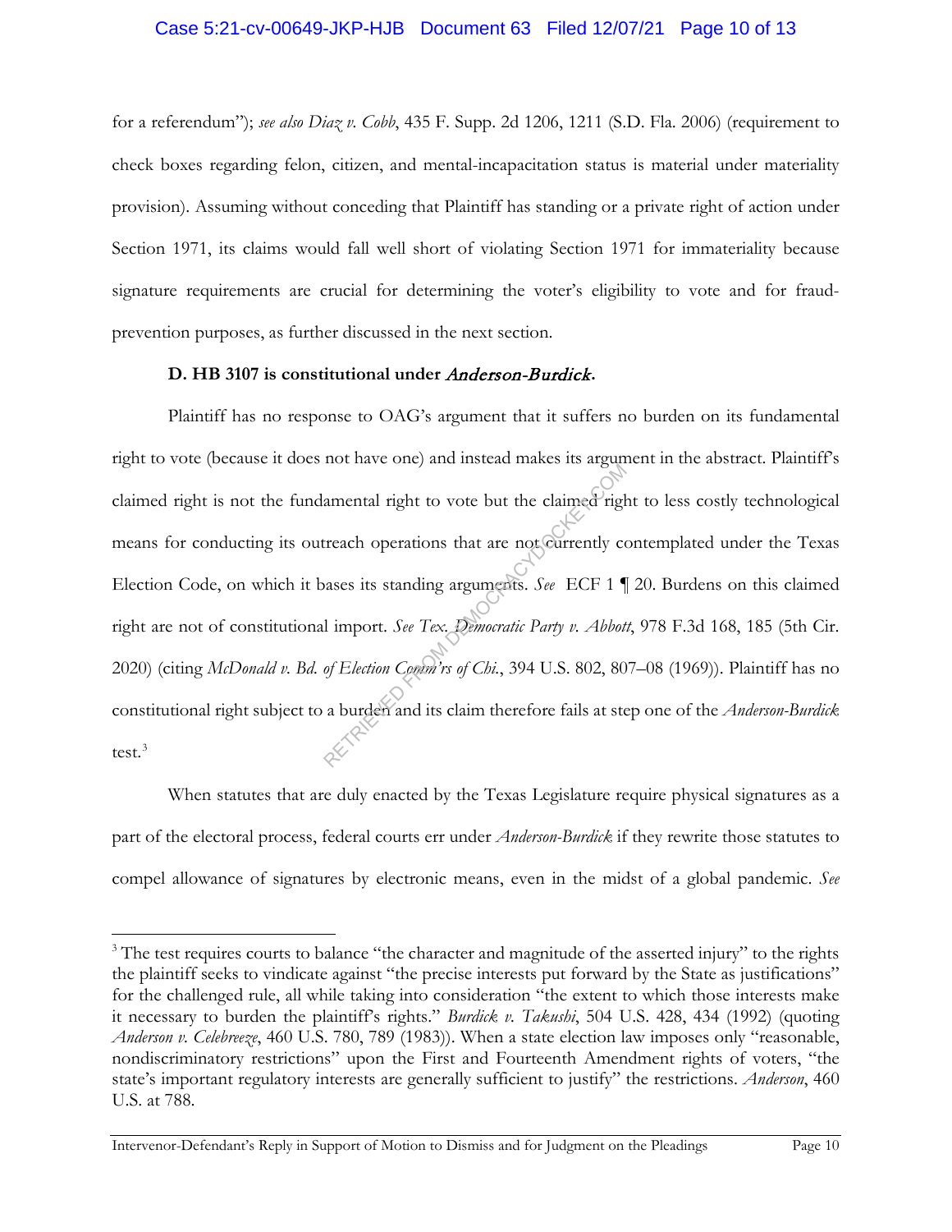for a referendum"); *see also Diaz v. Cobb*, 435 F. Supp. 2d 1206, 1211 (S.D. Fla. 2006) (requirement to check boxes regarding felon, citizen, and mental-incapacitation status is material under materiality provision). Assuming without conceding that Plaintiff has standing or a private right of action under Section 1971, its claims would fall well short of violating Section 1971 for immateriality because signature requirements are crucial for determining the voter's eligibility to vote and for fraud-prevention purposes, as further discussed in the next section.

**D. HB 3107 is constitutional under *Anderson-Burdick*.**

Plaintiff has no response to OAG's argument that it suffers no burden on its fundamental right to vote (because it does not have one) and instead makes its argument in the abstract. Plaintiff's claimed right is not the fundamental right to vote but the claimed right to less costly technological means for conducting its outreach operations that are not currently contemplated under the Texas Election Code, on which it bases its standing arguments. *See* ECF 1 ¶ 20. Burdens on this claimed right are not of constitutional import. *See Tex. Democratic Party v. Abbott*, 978 F.3d 168, 185 (5th Cir. 2020) (citing *McDonald v. Bd. of Election Comm'rs of Chi.*, 394 U.S. 802, 807–08 (1969)). Plaintiff has no constitutional right subject to a burden and its claim therefore fails at step one of the *Anderson-Burdick* test.[3]

When statutes that are duly enacted by the Texas Legislature require physical signatures as a part of the electoral process, federal courts err under *Anderson-Burdick* if they rewrite those statutes to compel allowance of signatures by electronic means, even in the midst of a global pandemic. *See*

---

[3] The test requires courts to balance "the character and magnitude of the asserted injury" to the rights the plaintiff seeks to vindicate against "the precise interests put forward by the State as justifications" for the challenged rule, all while taking into consideration "the extent to which those interests make it necessary to burden the plaintiff's rights." *Burdick v. Takushi*, 504 U.S. 428, 434 (1992) (quoting *Anderson v. Celebreeze*, 460 U.S. 780, 789 (1983)). When a state election law imposes only "reasonable, nondiscriminatory restrictions" upon the First and Fourteenth Amendment rights of voters, "the state's important regulatory interests are generally sufficient to justify" the restrictions. *Anderson*, 460 U.S. at 788.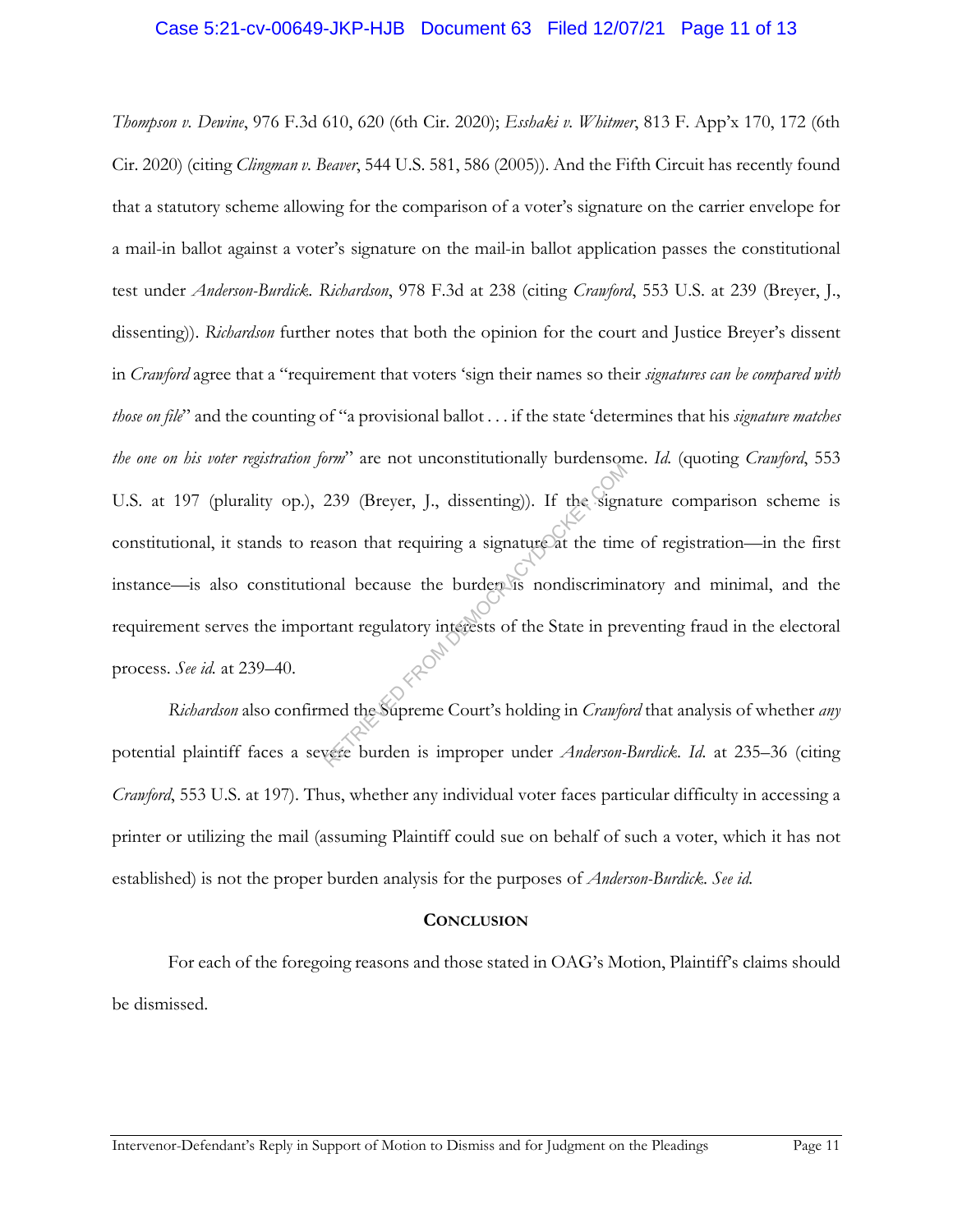*Thompson v. Dewine*, 976 F.3d 610, 620 (6th Cir. 2020); *Esshaki v. Whitmer*, 813 F. App'x 170, 172 (6th Cir. 2020) (citing *Clingman v. Beaver*, 544 U.S. 581, 586 (2005)). And the Fifth Circuit has recently found that a statutory scheme allowing for the comparison of a voter's signature on the carrier envelope for a mail-in ballot against a voter's signature on the mail-in ballot application passes the constitutional test under *Anderson-Burdick*. *Richardson*, 978 F.3d at 238 (citing *Crawford*, 553 U.S. at 239 (Breyer, J., dissenting)). *Richardson* further notes that both the opinion for the court and Justice Breyer's dissent in *Crawford* agree that a "requirement that voters 'sign their names so their *signatures can be compared with those on file*" and the counting of "a provisional ballot . . . if the state 'determines that his *signature matches the one on his voter registration form*" are not unconstitutionally burdensome. *Id.* (quoting *Crawford*, 553 U.S. at 197 (plurality op.), 239 (Breyer, J., dissenting)). If the signature comparison scheme is constitutional, it stands to reason that requiring a signature at the time of registration—in the first instance—is also constitutional because the burden is nondiscriminatory and minimal, and the requirement serves the important regulatory interests of the State in preventing fraud in the electoral process. *See id.* at 239–40.

*Richardson* also confirmed the Supreme Court's holding in *Crawford* that analysis of whether *any* potential plaintiff faces a severe burden is improper under *Anderson-Burdick*. *Id.* at 235–36 (citing *Crawford*, 553 U.S. at 197). Thus, whether any individual voter faces particular difficulty in accessing a printer or utilizing the mail (assuming Plaintiff could sue on behalf of such a voter, which it has not established) is not the proper burden analysis for the purposes of *Anderson-Burdick*. *See id.*

## CONCLUSION

For each of the foregoing reasons and those stated in OAG's Motion, Plaintiff's claims should be dismissed.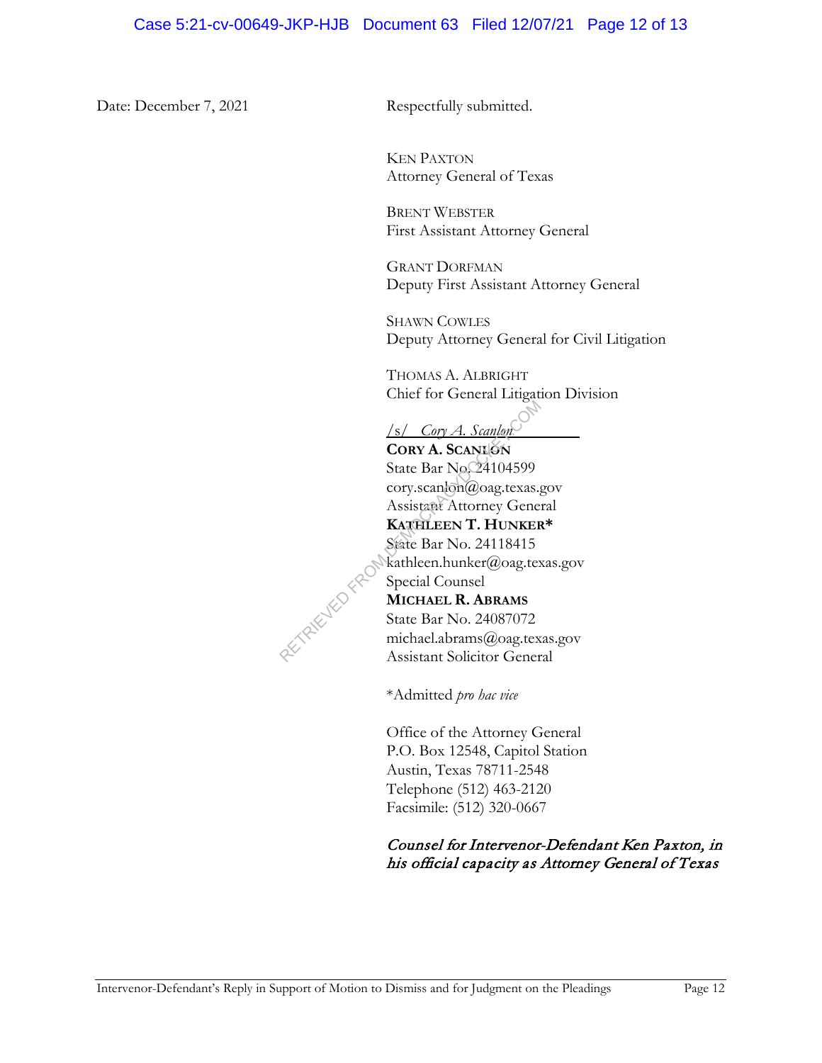Date: December 7, 2021

Respectfully submitted.

KEN PAXTON
Attorney General of Texas

BRENT WEBSTER
First Assistant Attorney General

GRANT DORFMAN
Deputy First Assistant Attorney General

SHAWN COWLES
Deputy Attorney General for Civil Litigation

THOMAS A. ALBRIGHT
Chief for General Litigation Division

/s/ *Cory A. Scanlon*
**CORY A. SCANLON**
State Bar No. 24104599
cory.scanlon@oag.texas.gov
Assistant Attorney General
**KATHLEEN T. HUNKER***
State Bar No. 24118415
kathleen.hunker@oag.texas.gov
Special Counsel
**MICHAEL R. ABRAMS**
State Bar No. 24087072
michael.abrams@oag.texas.gov
Assistant Solicitor General

*Admitted *pro hac vice*

Office of the Attorney General
P.O. Box 12548, Capitol Station
Austin, Texas 78711-2548
Telephone (512) 463-2120
Facsimile: (512) 320-0667

*Counsel for Intervenor-Defendant Ken Paxton, in his official capacity as Attorney General of Texas*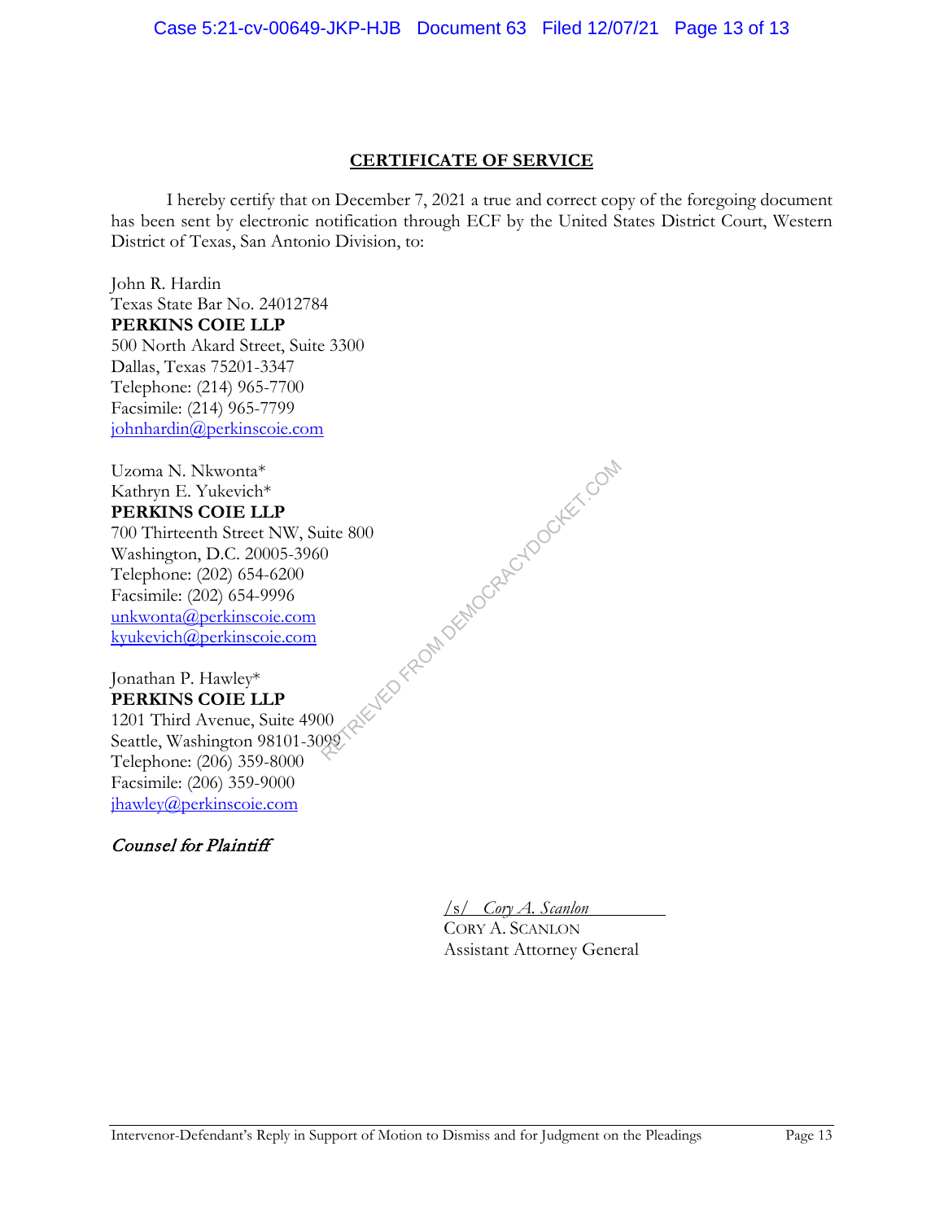## CERTIFICATE OF SERVICE

I hereby certify that on December 7, 2021 a true and correct copy of the foregoing document has been sent by electronic notification through ECF by the United States District Court, Western District of Texas, San Antonio Division, to:

John R. Hardin
Texas State Bar No. 24012784
**PERKINS COIE LLP**
500 North Akard Street, Suite 3300
Dallas, Texas 75201-3347
Telephone: (214) 965-7700
Facsimile: (214) 965-7799
johnhardin@perkinscoie.com

Uzoma N. Nkwonta*
Kathryn E. Yukevich*
**PERKINS COIE LLP**
700 Thirteenth Street NW, Suite 800
Washington, D.C. 20005-3960
Telephone: (202) 654-6200
Facsimile: (202) 654-9996
unkwonta@perkinscoie.com
kyukevich@perkinscoie.com

Jonathan P. Hawley*
**PERKINS COIE LLP**
1201 Third Avenue, Suite 4900
Seattle, Washington 98101-3099
Telephone: (206) 359-8000
Facsimile: (206) 359-9000
jhawley@perkinscoie.com

*Counsel for Plaintiff*

/s/ *Cory A. Scanlon*
CORY A. SCANLON
Assistant Attorney General